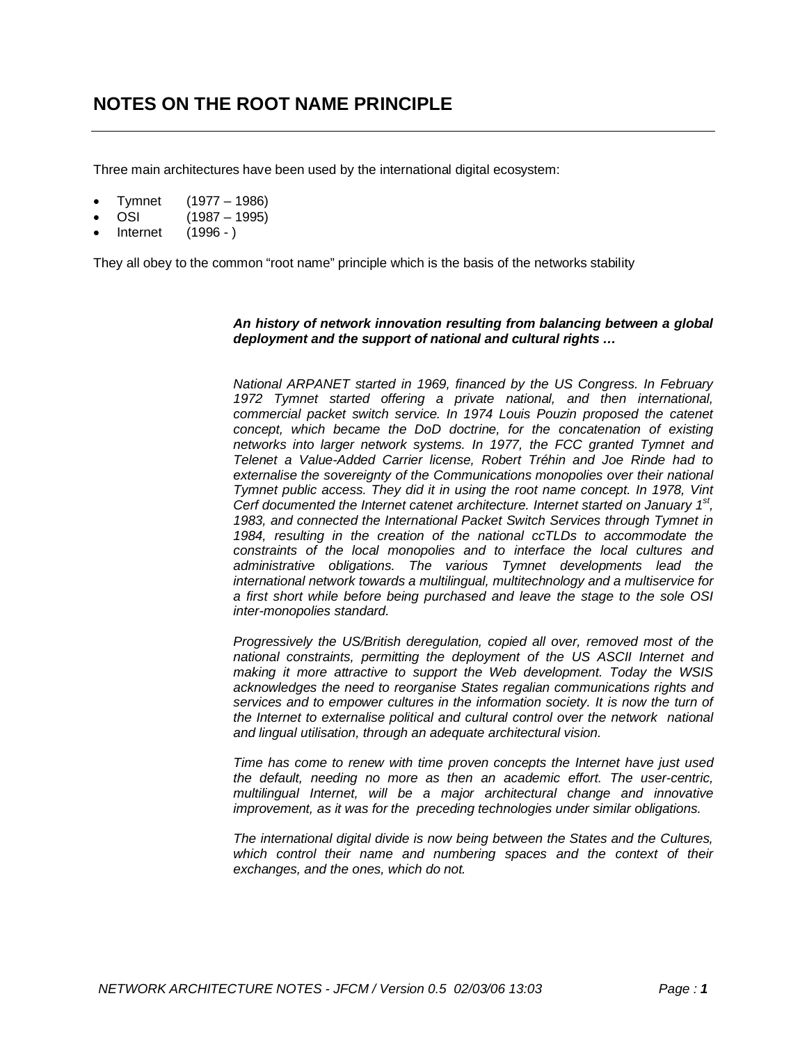# NOTES ON THE ROOT NAME PRINCIPLE

Three main architectures have been used by the international digital ecosystem:

- Tymnet (1977 – 1986)
- OSI (1987 – 1995)
- Internet (1996 - )

They all obey to the common "root name" principle which is the basis of the networks stability

***An history of network innovation resulting from balancing between a global deployment and the support of national and cultural rights …***

*National ARPANET started in 1969, financed by the US Congress. In February 1972 Tymnet started offering a private national, and then international, commercial packet switch service. In 1974 Louis Pouzin proposed the catenet concept, which became the DoD doctrine, for the concatenation of existing networks into larger network systems. In 1977, the FCC granted Tymnet and Telenet a Value-Added Carrier license, Robert Tréhin and Joe Rinde had to externalise the sovereignty of the Communications monopolies over their national Tymnet public access. They did it in using the root name concept. In 1978, Vint Cerf documented the Internet catenet architecture. Internet started on January 1st, 1983, and connected the International Packet Switch Services through Tymnet in 1984, resulting in the creation of the national ccTLDs to accommodate the constraints of the local monopolies and to interface the local cultures and administrative obligations. The various Tymnet developments lead the international network towards a multilingual, multitechnology and a multiservice for a first short while before being purchased and leave the stage to the sole OSI inter-monopolies standard.*

*Progressively the US/British deregulation, copied all over, removed most of the national constraints, permitting the deployment of the US ASCII Internet and making it more attractive to support the Web development. Today the WSIS acknowledges the need to reorganise States regalian communications rights and services and to empower cultures in the information society. It is now the turn of the Internet to externalise political and cultural control over the network national and lingual utilisation, through an adequate architectural vision.*

*Time has come to renew with time proven concepts the Internet have just used the default, needing no more as then an academic effort. The user-centric, multilingual Internet, will be a major architectural change and innovative improvement, as it was for the preceding technologies under similar obligations.*

*The international digital divide is now being between the States and the Cultures, which control their name and numbering spaces and the context of their exchanges, and the ones, which do not.*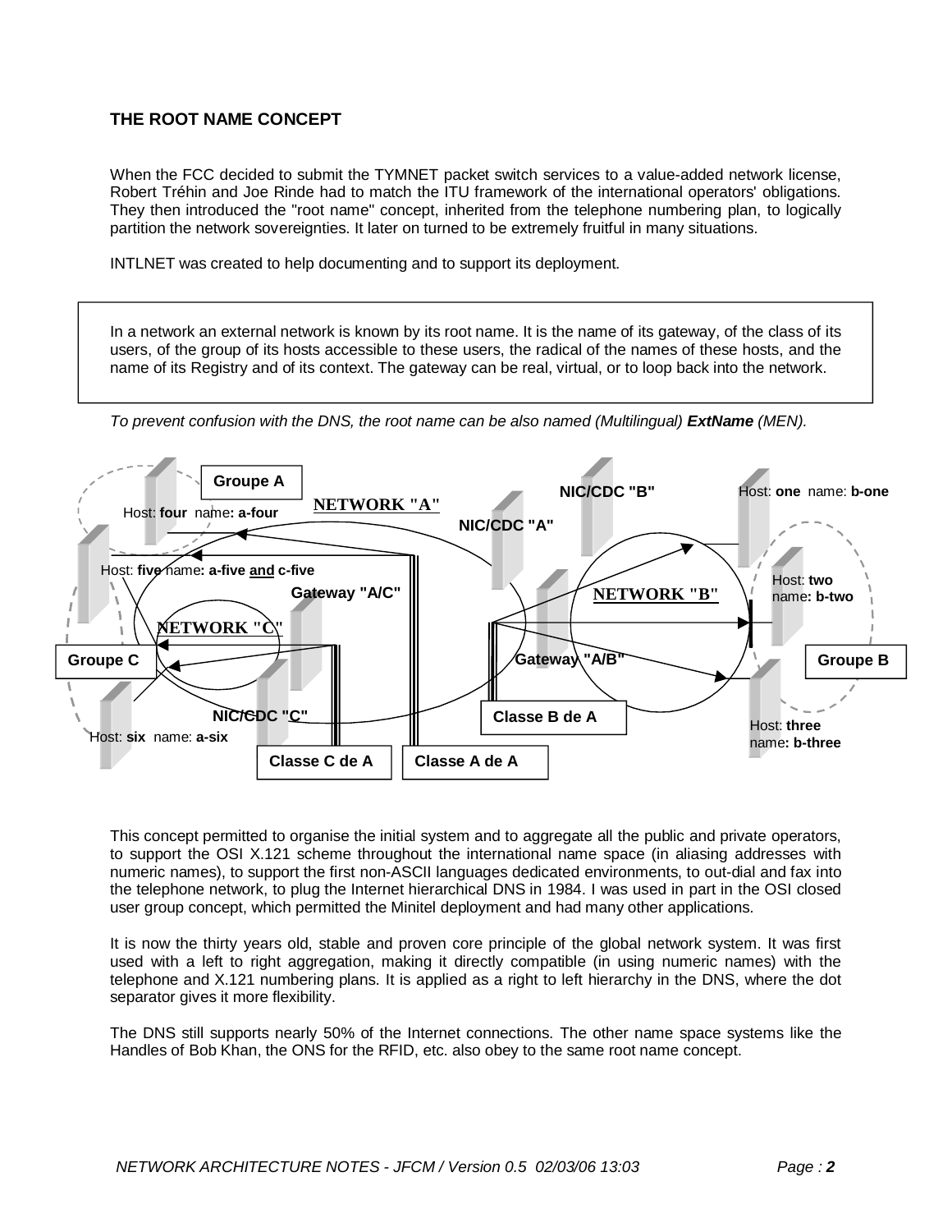## THE ROOT NAME CONCEPT

When the FCC decided to submit the TYMNET packet switch services to a value-added network license, Robert Tréhin and Joe Rinde had to match the ITU framework of the international operators' obligations. They then introduced the "root name" concept, inherited from the telephone numbering plan, to logically partition the network sovereignties. It later on turned to be extremely fruitful in many situations.

INTLNET was created to help documenting and to support its deployment.

> In a network an external network is known by its root name. It is the name of its gateway, of the class of its users, of the group of its hosts accessible to these users, the radical of the names of these hosts, and the name of its Registry and of its context. The gateway can be real, virtual, or to loop back into the network.

*To prevent confusion with the DNS, the root name can be also named (Multilingual)* ***ExtName*** *(MEN).*

Groupe A — Host: **four** name**: a-four**

NETWORK "A"

NIC/CDC "A"

NIC/CDC "B"

Host: **one** name: **b-one**

Host: **five** name**: a-five <u>and</u> c-five**

Gateway "A/C"

NETWORK "B"

Host: **two** name**: b-two**

NETWORK "C"

Groupe C

Gateway "A/B"

Groupe B

NIC/CDC "C"

Classe B de A

Host: **six** name: **a-six**

Host: **three** name**: b-three**

Classe C de A

Classe A de A

This concept permitted to organise the initial system and to aggregate all the public and private operators, to support the OSI X.121 scheme throughout the international name space (in aliasing addresses with numeric names), to support the first non-ASCII languages dedicated environments, to out-dial and fax into the telephone network, to plug the Internet hierarchical DNS in 1984. I was used in part in the OSI closed user group concept, which permitted the Minitel deployment and had many other applications.

It is now the thirty years old, stable and proven core principle of the global network system. It was first used with a left to right aggregation, making it directly compatible (in using numeric names) with the telephone and X.121 numbering plans. It is applied as a right to left hierarchy in the DNS, where the dot separator gives it more flexibility.

The DNS still supports nearly 50% of the Internet connections. The other name space systems like the Handles of Bob Khan, the ONS for the RFID, etc. also obey to the same root name concept.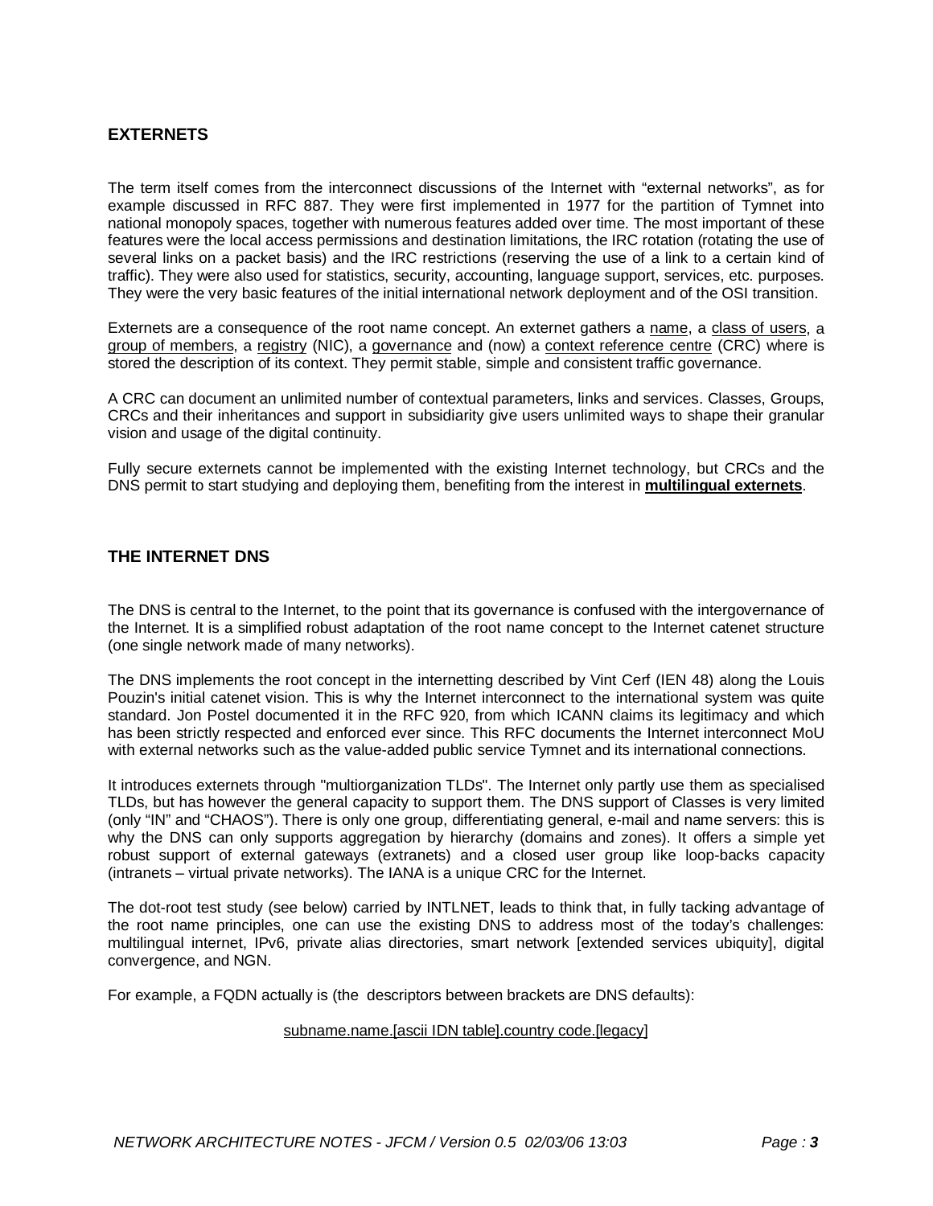## EXTERNETS

The term itself comes from the interconnect discussions of the Internet with “external networks”, as for example discussed in RFC 887. They were first implemented in 1977 for the partition of Tymnet into national monopoly spaces, together with numerous features added over time. The most important of these features were the local access permissions and destination limitations, the IRC rotation (rotating the use of several links on a packet basis) and the IRC restrictions (reserving the use of a link to a certain kind of traffic). They were also used for statistics, security, accounting, language support, services, etc. purposes. They were the very basic features of the initial international network deployment and of the OSI transition.

Externets are a consequence of the root name concept. An externet gathers a <u>name</u>, a <u>class of users</u>, a <u>group of members</u>, a <u>registry</u> (NIC), a <u>governance</u> and (now) a <u>context reference centre</u> (CRC) where is stored the description of its context. They permit stable, simple and consistent traffic governance.

A CRC can document an unlimited number of contextual parameters, links and services. Classes, Groups, CRCs and their inheritances and support in subsidiarity give users unlimited ways to shape their granular vision and usage of the digital continuity.

Fully secure externets cannot be implemented with the existing Internet technology, but CRCs and the DNS permit to start studying and deploying them, benefiting from the interest in **<u>multilingual externets</u>**.

## THE INTERNET DNS

The DNS is central to the Internet, to the point that its governance is confused with the intergovernance of the Internet. It is a simplified robust adaptation of the root name concept to the Internet catenet structure (one single network made of many networks).

The DNS implements the root concept in the internetting described by Vint Cerf (IEN 48) along the Louis Pouzin's initial catenet vision. This is why the Internet interconnect to the international system was quite standard. Jon Postel documented it in the RFC 920, from which ICANN claims its legitimacy and which has been strictly respected and enforced ever since. This RFC documents the Internet interconnect MoU with external networks such as the value-added public service Tymnet and its international connections.

It introduces externets through "multiorganization TLDs". The Internet only partly use them as specialised TLDs, but has however the general capacity to support them. The DNS support of Classes is very limited (only “IN” and “CHAOS”). There is only one group, differentiating general, e-mail and name servers: this is why the DNS can only supports aggregation by hierarchy (domains and zones). It offers a simple yet robust support of external gateways (extranets) and a closed user group like loop-backs capacity (intranets – virtual private networks). The IANA is a unique CRC for the Internet.

The dot-root test study (see below) carried by INTLNET, leads to think that, in fully tacking advantage of the root name principles, one can use the existing DNS to address most of the today’s challenges: multilingual internet, IPv6, private alias directories, smart network [extended services ubiquity], digital convergence, and NGN.

For example, a FQDN actually is (the descriptors between brackets are DNS defaults):

<u>subname.name.[ascii IDN table].country code.[legacy]</u>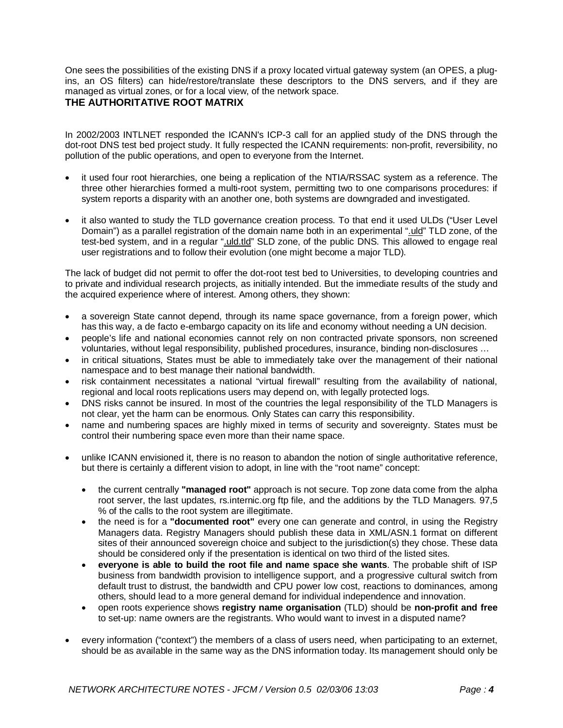One sees the possibilities of the existing DNS if a proxy located virtual gateway system (an OPES, a plug-ins, an OS filters) can hide/restore/translate these descriptors to the DNS servers, and if they are managed as virtual zones, or for a local view, of the network space.

## THE AUTHORITATIVE ROOT MATRIX

In 2002/2003 INTLNET responded the ICANN's ICP-3 call for an applied study of the DNS through the dot-root DNS test bed project study. It fully respected the ICANN requirements: non-profit, reversibility, no pollution of the public operations, and open to everyone from the Internet.

- it used four root hierarchies, one being a replication of the NTIA/RSSAC system as a reference. The three other hierarchies formed a multi-root system, permitting two to one comparisons procedures: if system reports a disparity with an another one, both systems are downgraded and investigated.

- it also wanted to study the TLD governance creation process. To that end it used ULDs ("User Level Domain") as a parallel registration of the domain name both in an experimental ".uld" TLD zone, of the test-bed system, and in a regular ".uld.tld" SLD zone, of the public DNS. This allowed to engage real user registrations and to follow their evolution (one might become a major TLD).

The lack of budget did not permit to offer the dot-root test bed to Universities, to developing countries and to private and individual research projects, as initially intended. But the immediate results of the study and the acquired experience where of interest. Among others, they shown:

- a sovereign State cannot depend, through its name space governance, from a foreign power, which has this way, a de facto e-embargo capacity on its life and economy without needing a UN decision.
- people's life and national economies cannot rely on non contracted private sponsors, non screened voluntaries, without legal responsibility, published procedures, insurance, binding non-disclosures …
- in critical situations, States must be able to immediately take over the management of their national namespace and to best manage their national bandwidth.
- risk containment necessitates a national "virtual firewall" resulting from the availability of national, regional and local roots replications users may depend on, with legally protected logs.
- DNS risks cannot be insured. In most of the countries the legal responsibility of the TLD Managers is not clear, yet the harm can be enormous. Only States can carry this responsibility.
- name and numbering spaces are highly mixed in terms of security and sovereignty. States must be control their numbering space even more than their name space.

- unlike ICANN envisioned it, there is no reason to abandon the notion of single authoritative reference, but there is certainly a different vision to adopt, in line with the "root name" concept:

  - the current centrally **"managed root"** approach is not secure. Top zone data come from the alpha root server, the last updates, rs.internic.org ftp file, and the additions by the TLD Managers. 97,5 % of the calls to the root system are illegitimate.
  - the need is for a **"documented root"** every one can generate and control, in using the Registry Managers data. Registry Managers should publish these data in XML/ASN.1 format on different sites of their announced sovereign choice and subject to the jurisdiction(s) they chose. These data should be considered only if the presentation is identical on two third of the listed sites.
  - **everyone is able to build the root file and name space she wants**. The probable shift of ISP business from bandwidth provision to intelligence support, and a progressive cultural switch from default trust to distrust, the bandwidth and CPU power low cost, reactions to dominances, among others, should lead to a more general demand for individual independence and innovation.
  - open roots experience shows **registry name organisation** (TLD) should be **non-profit and free** to set-up: name owners are the registrants. Who would want to invest in a disputed name?

- every information ("context") the members of a class of users need, when participating to an externet, should be as available in the same way as the DNS information today. Its management should only be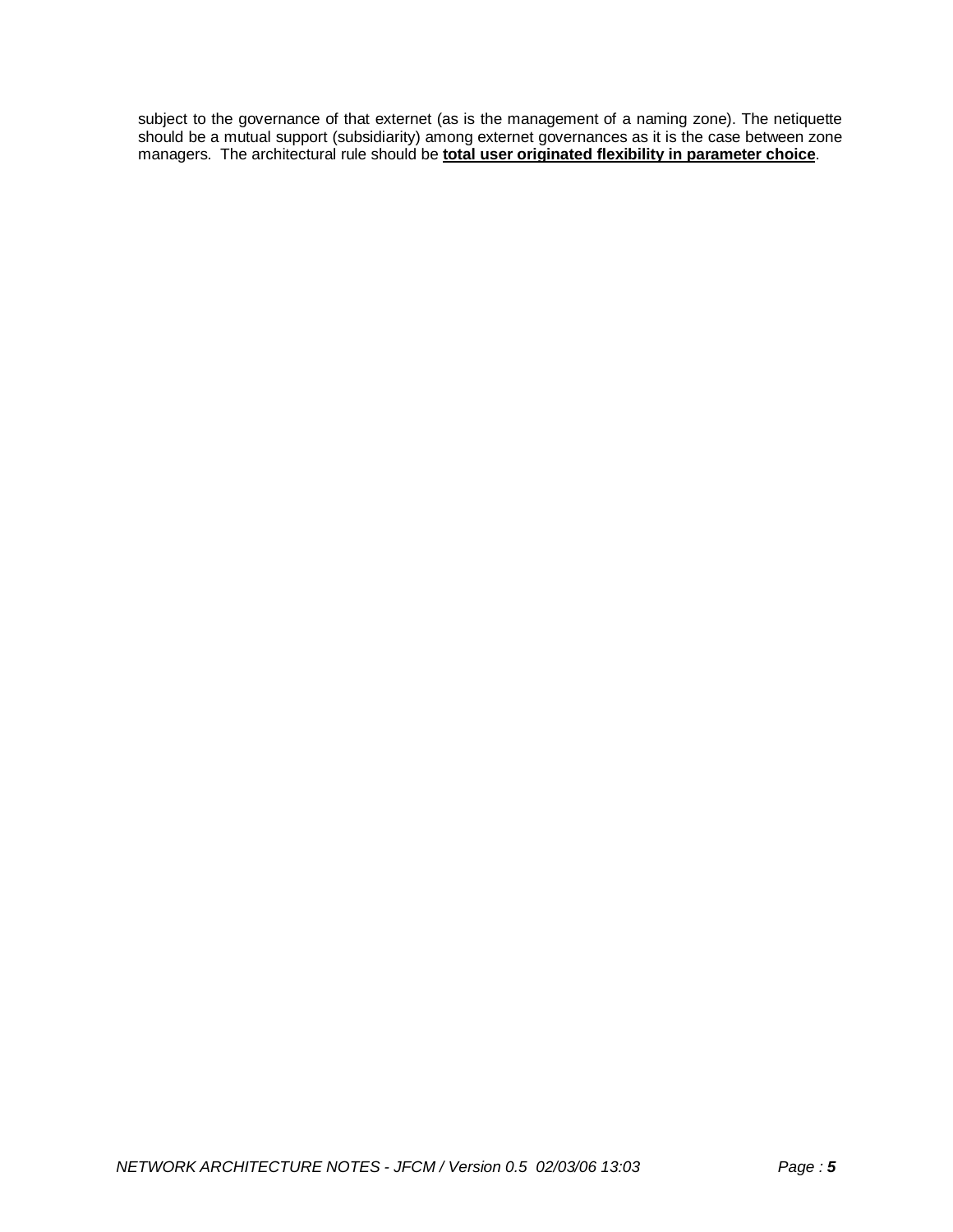subject to the governance of that externet (as is the management of a naming zone). The netiquette should be a mutual support (subsidiarity) among externet governances as it is the case between zone managers. The architectural rule should be **total user originated flexibility in parameter choice**.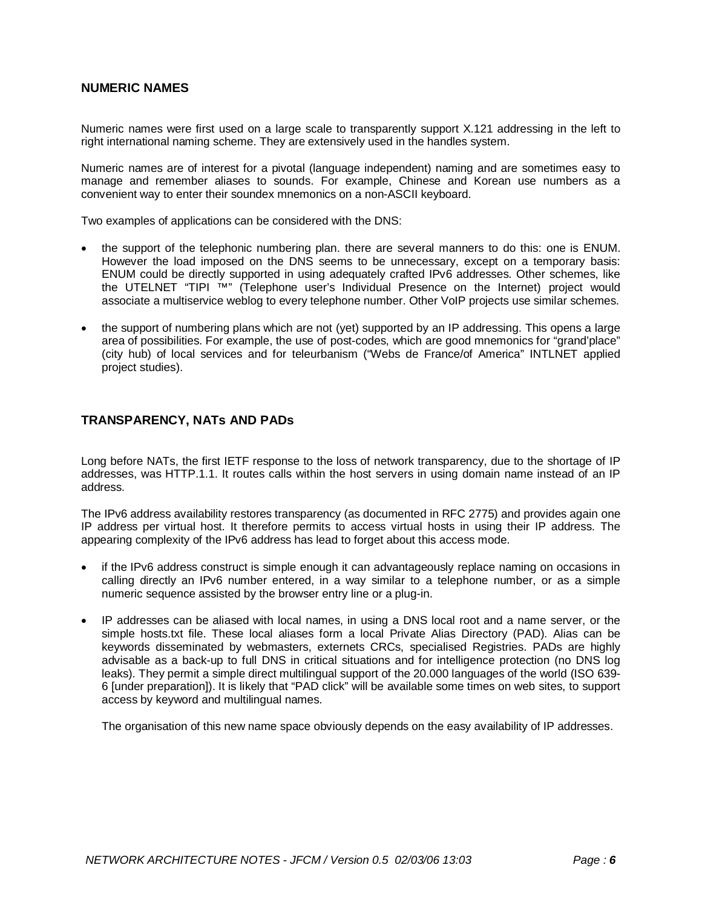## NUMERIC NAMES

Numeric names were first used on a large scale to transparently support X.121 addressing in the left to right international naming scheme. They are extensively used in the handles system.

Numeric names are of interest for a pivotal (language independent) naming and are sometimes easy to manage and remember aliases to sounds. For example, Chinese and Korean use numbers as a convenient way to enter their soundex mnemonics on a non-ASCII keyboard.

Two examples of applications can be considered with the DNS:

- the support of the telephonic numbering plan. there are several manners to do this: one is ENUM. However the load imposed on the DNS seems to be unnecessary, except on a temporary basis: ENUM could be directly supported in using adequately crafted IPv6 addresses. Other schemes, like the UTELNET "TIPI ™" (Telephone user's Individual Presence on the Internet) project would associate a multiservice weblog to every telephone number. Other VoIP projects use similar schemes.
- the support of numbering plans which are not (yet) supported by an IP addressing. This opens a large area of possibilities. For example, the use of post-codes, which are good mnemonics for "grand'place" (city hub) of local services and for teleurbanism ("Webs de France/of America" INTLNET applied project studies).

## TRANSPARENCY, NATs AND PADs

Long before NATs, the first IETF response to the loss of network transparency, due to the shortage of IP addresses, was HTTP.1.1. It routes calls within the host servers in using domain name instead of an IP address.

The IPv6 address availability restores transparency (as documented in RFC 2775) and provides again one IP address per virtual host. It therefore permits to access virtual hosts in using their IP address. The appearing complexity of the IPv6 address has lead to forget about this access mode.

- if the IPv6 address construct is simple enough it can advantageously replace naming on occasions in calling directly an IPv6 number entered, in a way similar to a telephone number, or as a simple numeric sequence assisted by the browser entry line or a plug-in.
- IP addresses can be aliased with local names, in using a DNS local root and a name server, or the simple hosts.txt file. These local aliases form a local Private Alias Directory (PAD). Alias can be keywords disseminated by webmasters, externets CRCs, specialised Registries. PADs are highly advisable as a back-up to full DNS in critical situations and for intelligence protection (no DNS log leaks). They permit a simple direct multilingual support of the 20.000 languages of the world (ISO 639-6 [under preparation]). It is likely that "PAD click" will be available some times on web sites, to support access by keyword and multilingual names.

  The organisation of this new name space obviously depends on the easy availability of IP addresses.